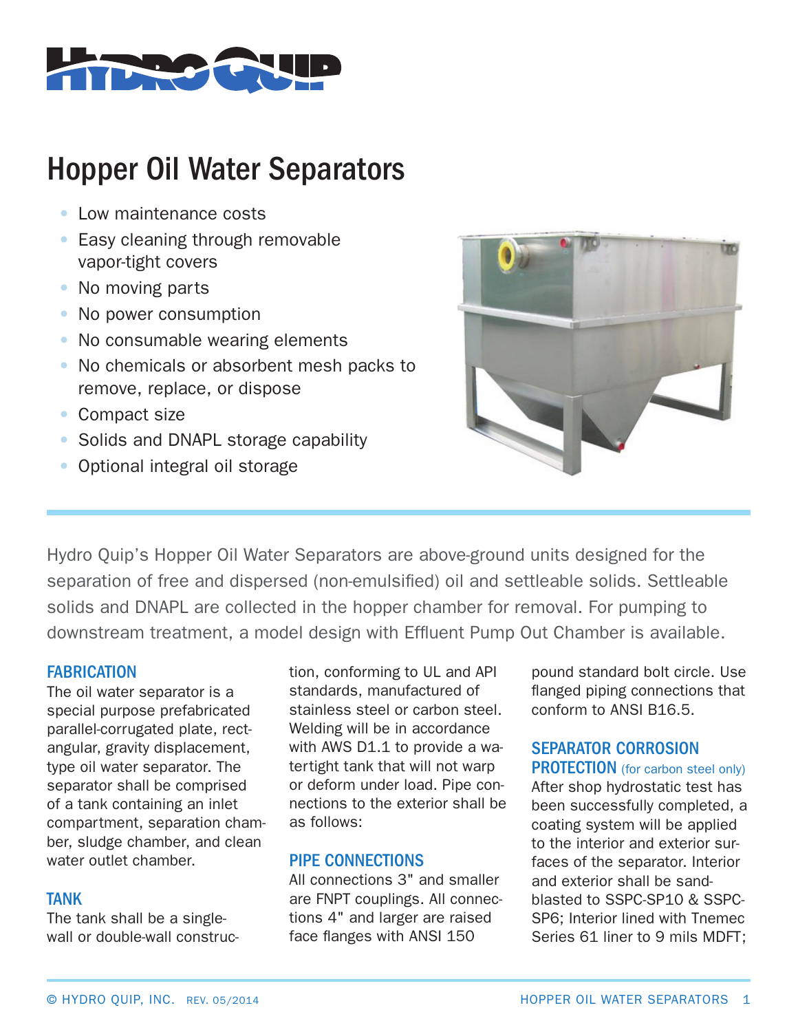# Hopper Oil Water Separators

- Low maintenance costs
- Easy cleaning through removable vapor-tight covers
- No moving parts
- No power consumption
- No consumable wearing elements
- No chemicals or absorbent mesh packs to remove, replace, or dispose
- Compact size
- Solids and DNAPL storage capability
- Optional integral oil storage

Hydro Quip's Hopper Oil Water Separators are above-ground units designed for the separation of free and dispersed (non-emulsified) oil and settleable solids. Settleable solids and DNAPL are collected in the hopper chamber for removal. For pumping to downstream treatment, a model design with Effluent Pump Out Chamber is available.

## FABRICATION

The oil water separator is a special purpose prefabricated parallel-corrugated plate, rectangular, gravity displacement, type oil water separator. The separator shall be comprised of a tank containing an inlet compartment, separation chamber, sludge chamber, and clean water outlet chamber.

## TANK

The tank shall be a single-wall or double-wall construction, conforming to UL and API standards, manufactured of stainless steel or carbon steel. Welding will be in accordance with AWS D1.1 to provide a watertight tank that will not warp or deform under load. Pipe connections to the exterior shall be as follows:

## PIPE CONNECTIONS

All connections 3" and smaller are FNPT couplings. All connections 4" and larger are raised face flanges with ANSI 150 pound standard bolt circle. Use flanged piping connections that conform to ANSI B16.5.

## SEPARATOR CORROSION PROTECTION (for carbon steel only)

After shop hydrostatic test has been successfully completed, a coating system will be applied to the interior and exterior surfaces of the separator. Interior and exterior shall be sandblasted to SSPC-SP10 & SSPC-SP6; Interior lined with Tnemec Series 61 liner to 9 mils MDFT;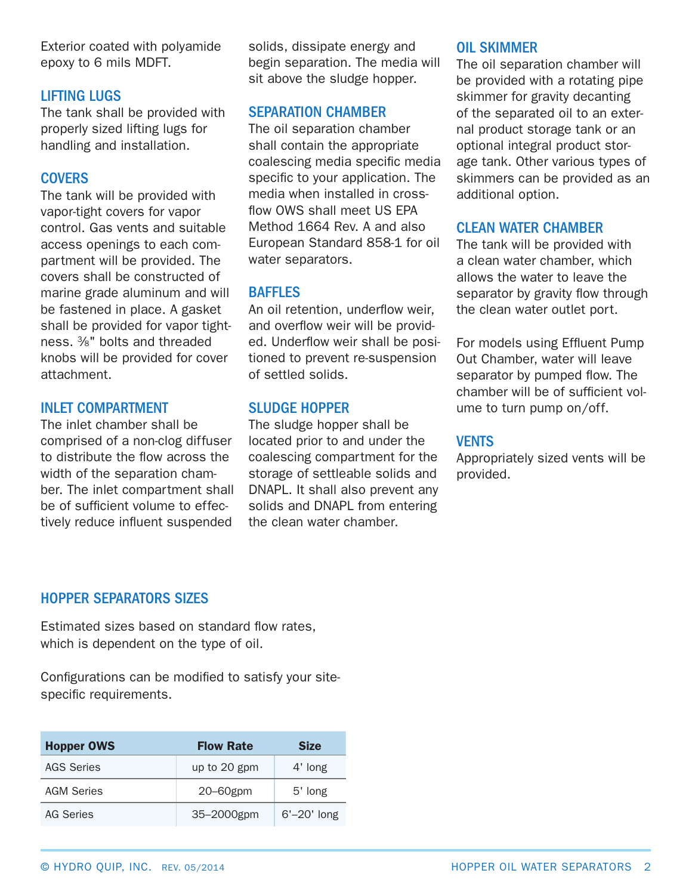Exterior coated with polyamide epoxy to 6 mils MDFT.

## LIFTING LUGS

The tank shall be provided with properly sized lifting lugs for handling and installation.

## COVERS

The tank will be provided with vapor-tight covers for vapor control. Gas vents and suitable access openings to each compartment will be provided. The covers shall be constructed of marine grade aluminum and will be fastened in place. A gasket shall be provided for vapor tightness. ⅜" bolts and threaded knobs will be provided for cover attachment.

## INLET COMPARTMENT

The inlet chamber shall be comprised of a non-clog diffuser to distribute the flow across the width of the separation chamber. The inlet compartment shall be of sufficient volume to effectively reduce influent suspended solids, dissipate energy and begin separation. The media will sit above the sludge hopper.

## SEPARATION CHAMBER

The oil separation chamber shall contain the appropriate coalescing media specific media specific to your application. The media when installed in crossflow OWS shall meet US EPA Method 1664 Rev. A and also European Standard 858-1 for oil water separators.

## BAFFLES

An oil retention, underflow weir, and overflow weir will be provided. Underflow weir shall be positioned to prevent re-suspension of settled solids.

## SLUDGE HOPPER

The sludge hopper shall be located prior to and under the coalescing compartment for the storage of settleable solids and DNAPL. It shall also prevent any solids and DNAPL from entering the clean water chamber.

## OIL SKIMMER

The oil separation chamber will be provided with a rotating pipe skimmer for gravity decanting of the separated oil to an external product storage tank or an optional integral product storage tank. Other various types of skimmers can be provided as an additional option.

## CLEAN WATER CHAMBER

The tank will be provided with a clean water chamber, which allows the water to leave the separator by gravity flow through the clean water outlet port.

For models using Effluent Pump Out Chamber, water will leave separator by pumped flow. The chamber will be of sufficient volume to turn pump on/off.

## VENTS

Appropriately sized vents will be provided.

## HOPPER SEPARATORS SIZES

Estimated sizes based on standard flow rates, which is dependent on the type of oil.

Configurations can be modified to satisfy your site-specific requirements.

| Hopper OWS | Flow Rate | Size |
|---|---|---|
| AGS Series | up to 20 gpm | 4' long |
| AGM Series | 20–60gpm | 5' long |
| AG Series | 35–2000gpm | 6'–20' long |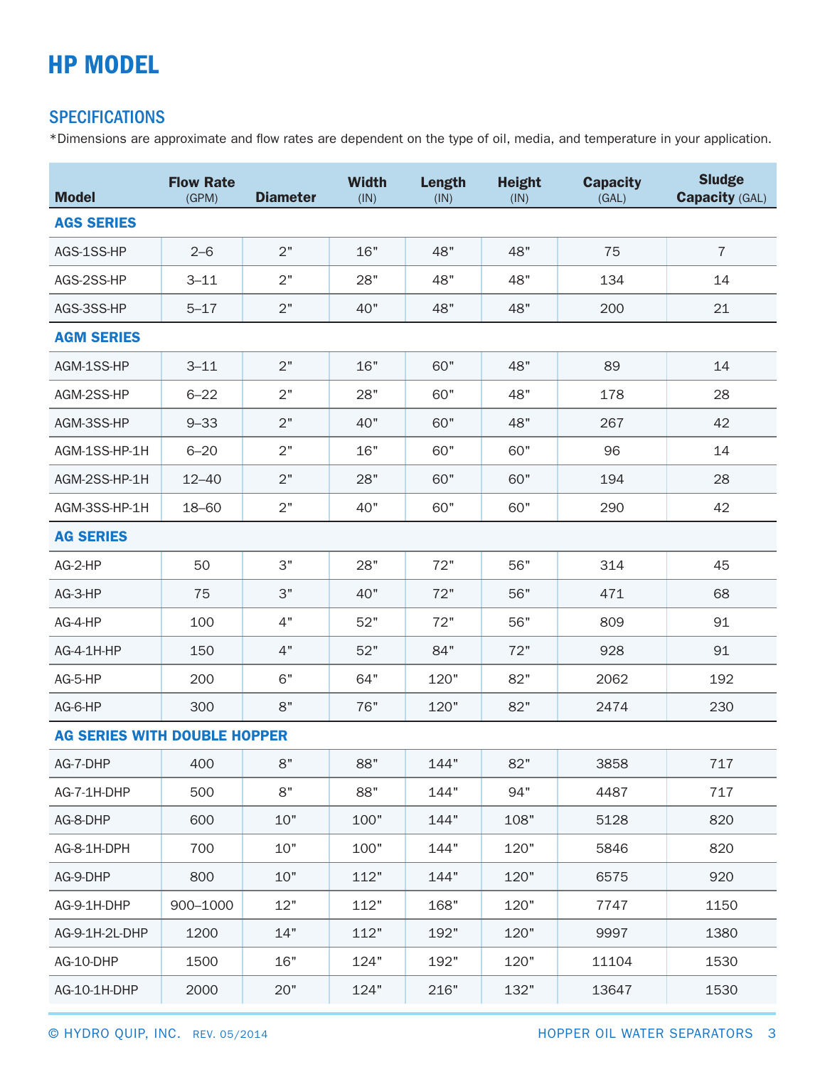# HP MODEL

## SPECIFICATIONS

*Dimensions are approximate and flow rates are dependent on the type of oil, media, and temperature in your application.

| Model | Flow Rate (GPM) | Diameter | Width (IN) | Length (IN) | Height (IN) | Capacity (GAL) | Sludge Capacity (GAL) |
|---|---|---|---|---|---|---|---|
| **AGS SERIES** | | | | | | | |
| AGS-1SS-HP | 2–6 | 2" | 16" | 48" | 48" | 75 | 7 |
| AGS-2SS-HP | 3–11 | 2" | 28" | 48" | 48" | 134 | 14 |
| AGS-3SS-HP | 5–17 | 2" | 40" | 48" | 48" | 200 | 21 |
| **AGM SERIES** | | | | | | | |
| AGM-1SS-HP | 3–11 | 2" | 16" | 60" | 48" | 89 | 14 |
| AGM-2SS-HP | 6–22 | 2" | 28" | 60" | 48" | 178 | 28 |
| AGM-3SS-HP | 9–33 | 2" | 40" | 60" | 48" | 267 | 42 |
| AGM-1SS-HP-1H | 6–20 | 2" | 16" | 60" | 60" | 96 | 14 |
| AGM-2SS-HP-1H | 12–40 | 2" | 28" | 60" | 60" | 194 | 28 |
| AGM-3SS-HP-1H | 18–60 | 2" | 40" | 60" | 60" | 290 | 42 |
| **AG SERIES** | | | | | | | |
| AG-2-HP | 50 | 3" | 28" | 72" | 56" | 314 | 45 |
| AG-3-HP | 75 | 3" | 40" | 72" | 56" | 471 | 68 |
| AG-4-HP | 100 | 4" | 52" | 72" | 56" | 809 | 91 |
| AG-4-1H-HP | 150 | 4" | 52" | 84" | 72" | 928 | 91 |
| AG-5-HP | 200 | 6" | 64" | 120" | 82" | 2062 | 192 |
| AG-6-HP | 300 | 8" | 76" | 120" | 82" | 2474 | 230 |
| **AG SERIES WITH DOUBLE HOPPER** | | | | | | | |
| AG-7-DHP | 400 | 8" | 88" | 144" | 82" | 3858 | 717 |
| AG-7-1H-DHP | 500 | 8" | 88" | 144" | 94" | 4487 | 717 |
| AG-8-DHP | 600 | 10" | 100" | 144" | 108" | 5128 | 820 |
| AG-8-1H-DPH | 700 | 10" | 100" | 144" | 120" | 5846 | 820 |
| AG-9-DHP | 800 | 10" | 112" | 144" | 120" | 6575 | 920 |
| AG-9-1H-DHP | 900–1000 | 12" | 112" | 168" | 120" | 7747 | 1150 |
| AG-9-1H-2L-DHP | 1200 | 14" | 112" | 192" | 120" | 9997 | 1380 |
| AG-10-DHP | 1500 | 16" | 124" | 192" | 120" | 11104 | 1530 |
| AG-10-1H-DHP | 2000 | 20" | 124" | 216" | 132" | 13647 | 1530 |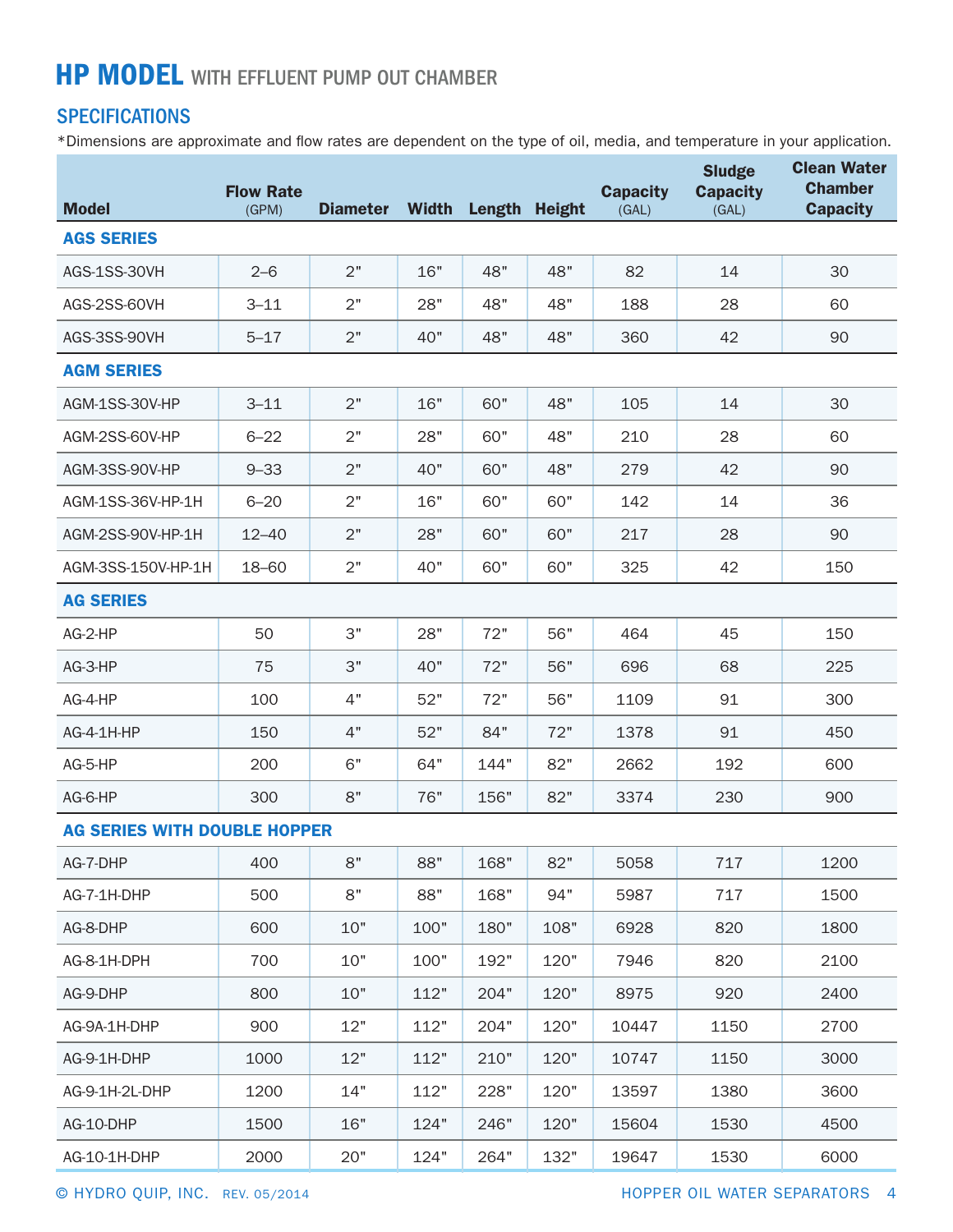# HP MODEL WITH EFFLUENT PUMP OUT CHAMBER

## SPECIFICATIONS

*Dimensions are approximate and flow rates are dependent on the type of oil, media, and temperature in your application.

| Model | Flow Rate (GPM) | Diameter | Width | Length | Height | Capacity (GAL) | Sludge Capacity (GAL) | Clean Water Chamber Capacity |
|---|---|---|---|---|---|---|---|---|
| **AGS SERIES** | | | | | | | | |
| AGS-1SS-30VH | 2–6 | 2" | 16" | 48" | 48" | 82 | 14 | 30 |
| AGS-2SS-60VH | 3–11 | 2" | 28" | 48" | 48" | 188 | 28 | 60 |
| AGS-3SS-90VH | 5–17 | 2" | 40" | 48" | 48" | 360 | 42 | 90 |
| **AGM SERIES** | | | | | | | | |
| AGM-1SS-30V-HP | 3–11 | 2" | 16" | 60" | 48" | 105 | 14 | 30 |
| AGM-2SS-60V-HP | 6–22 | 2" | 28" | 60" | 48" | 210 | 28 | 60 |
| AGM-3SS-90V-HP | 9–33 | 2" | 40" | 60" | 48" | 279 | 42 | 90 |
| AGM-1SS-36V-HP-1H | 6–20 | 2" | 16" | 60" | 60" | 142 | 14 | 36 |
| AGM-2SS-90V-HP-1H | 12–40 | 2" | 28" | 60" | 60" | 217 | 28 | 90 |
| AGM-3SS-150V-HP-1H | 18–60 | 2" | 40" | 60" | 60" | 325 | 42 | 150 |
| **AG SERIES** | | | | | | | | |
| AG-2-HP | 50 | 3" | 28" | 72" | 56" | 464 | 45 | 150 |
| AG-3-HP | 75 | 3" | 40" | 72" | 56" | 696 | 68 | 225 |
| AG-4-HP | 100 | 4" | 52" | 72" | 56" | 1109 | 91 | 300 |
| AG-4-1H-HP | 150 | 4" | 52" | 84" | 72" | 1378 | 91 | 450 |
| AG-5-HP | 200 | 6" | 64" | 144" | 82" | 2662 | 192 | 600 |
| AG-6-HP | 300 | 8" | 76" | 156" | 82" | 3374 | 230 | 900 |
| **AG SERIES WITH DOUBLE HOPPER** | | | | | | | | |
| AG-7-DHP | 400 | 8" | 88" | 168" | 82" | 5058 | 717 | 1200 |
| AG-7-1H-DHP | 500 | 8" | 88" | 168" | 94" | 5987 | 717 | 1500 |
| AG-8-DHP | 600 | 10" | 100" | 180" | 108" | 6928 | 820 | 1800 |
| AG-8-1H-DPH | 700 | 10" | 100" | 192" | 120" | 7946 | 820 | 2100 |
| AG-9-DHP | 800 | 10" | 112" | 204" | 120" | 8975 | 920 | 2400 |
| AG-9A-1H-DHP | 900 | 12" | 112" | 204" | 120" | 10447 | 1150 | 2700 |
| AG-9-1H-DHP | 1000 | 12" | 112" | 210" | 120" | 10747 | 1150 | 3000 |
| AG-9-1H-2L-DHP | 1200 | 14" | 112" | 228" | 120" | 13597 | 1380 | 3600 |
| AG-10-DHP | 1500 | 16" | 124" | 246" | 120" | 15604 | 1530 | 4500 |
| AG-10-1H-DHP | 2000 | 20" | 124" | 264" | 132" | 19647 | 1530 | 6000 |

© HYDRO QUIP, INC. REV. 05/2014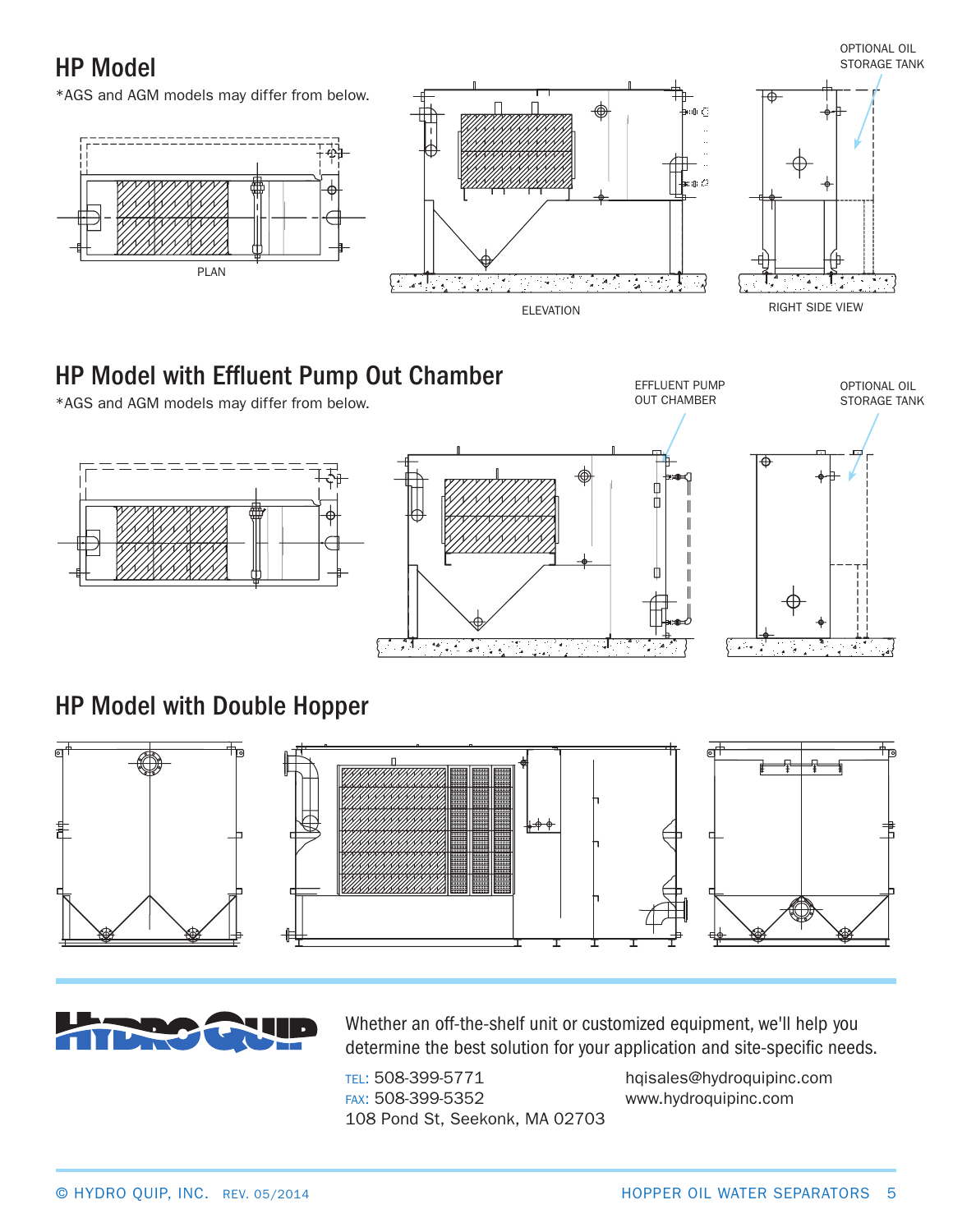## HP Model

*AGS and AGM models may differ from below.

PLAN

ELEVATION

OPTIONAL OIL STORAGE TANK

RIGHT SIDE VIEW

## HP Model with Effluent Pump Out Chamber

*AGS and AGM models may differ from below.

EFFLUENT PUMP OUT CHAMBER

OPTIONAL OIL STORAGE TANK

## HP Model with Double Hopper

Whether an off-the-shelf unit or customized equipment, we'll help you determine the best solution for your application and site-specific needs.

TEL: 508-399-5771
FAX: 508-399-5352
108 Pond St, Seekonk, MA 02703

hqisales@hydroquipinc.com
www.hydroquipinc.com

© HYDRO QUIP, INC. REV. 05/2014